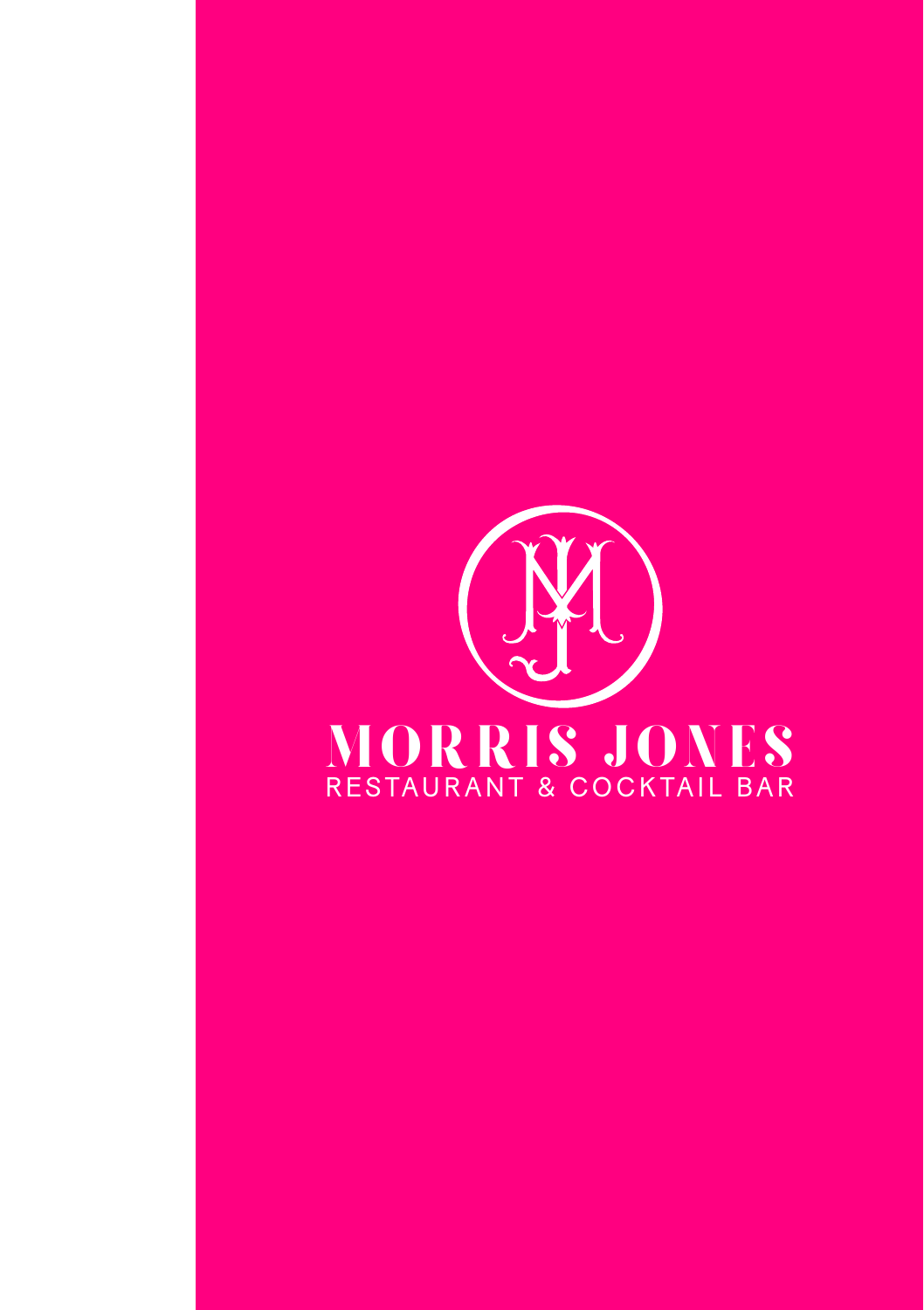# MORRIS JONES

RESTAURANT & COCKTAIL BAR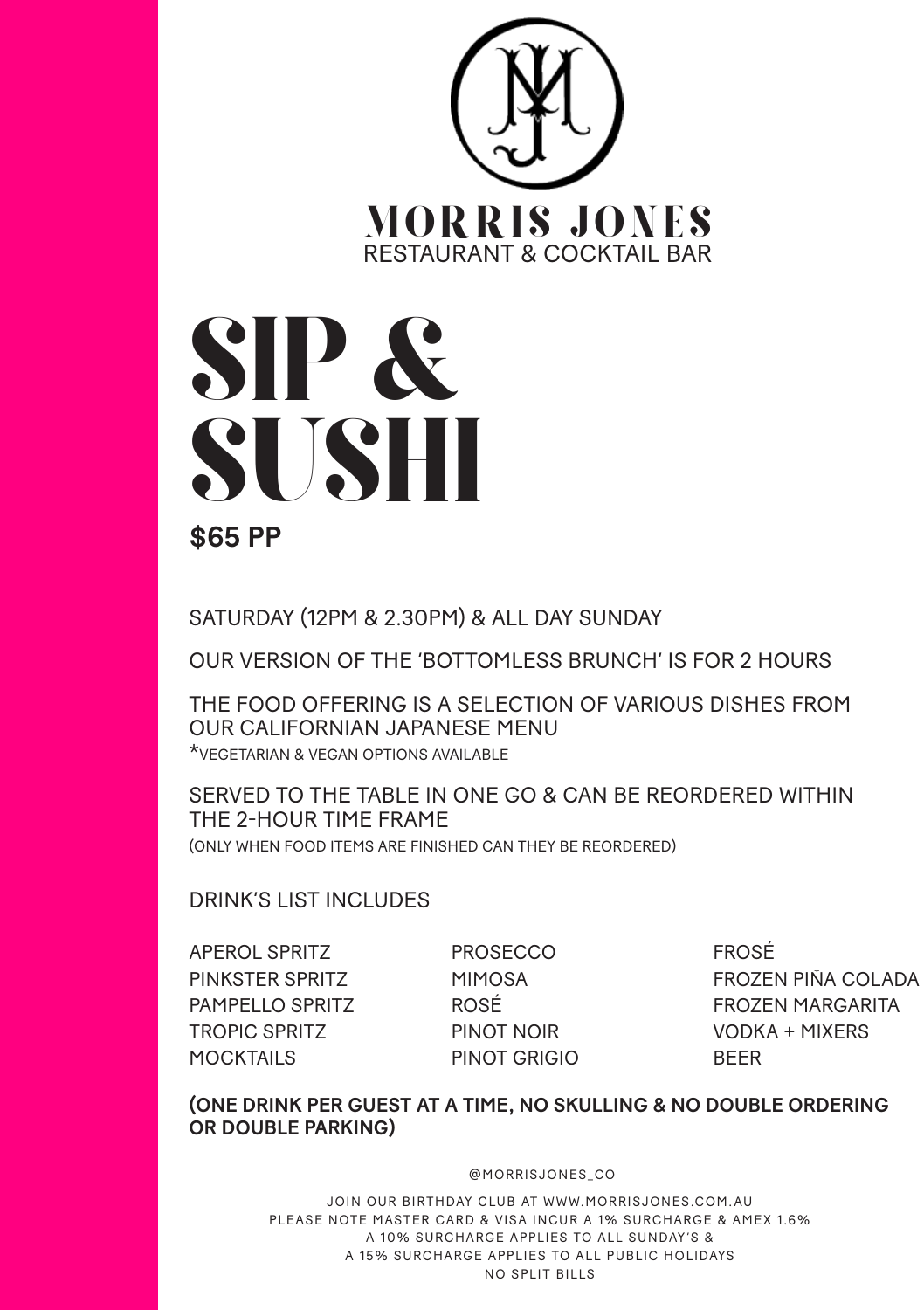# MORRIS JONES

RESTAURANT & COCKTAIL BAR

# SIP & SUSHI

**$65 PP**

SATURDAY (12PM & 2.30PM) & ALL DAY SUNDAY

OUR VERSION OF THE 'BOTTOMLESS BRUNCH' IS FOR 2 HOURS

THE FOOD OFFERING IS A SELECTION OF VARIOUS DISHES FROM OUR CALIFORNIAN JAPANESE MENU

*VEGETARIAN & VEGAN OPTIONS AVAILABLE

SERVED TO THE TABLE IN ONE GO & CAN BE REORDERED WITHIN THE 2-HOUR TIME FRAME

(ONLY WHEN FOOD ITEMS ARE FINISHED CAN THEY BE REORDERED)

DRINK'S LIST INCLUDES

APEROL SPRITZ
PINKSTER SPRITZ
PAMPELLO SPRITZ
TROPIC SPRITZ
MOCKTAILS

PROSECCO
MIMOSA
ROSÉ
PINOT NOIR
PINOT GRIGIO

FROSÉ
FROZEN PIÑA COLADA
FROZEN MARGARITA
VODKA + MIXERS
BEER

**(ONE DRINK PER GUEST AT A TIME, NO SKULLING & NO DOUBLE ORDERING OR DOUBLE PARKING)**

@MORRISJONES_CO

JOIN OUR BIRTHDAY CLUB AT WWW.MORRISJONES.COM.AU
PLEASE NOTE MASTER CARD & VISA INCUR A 1% SURCHARGE & AMEX 1.6%
A 10% SURCHARGE APPLIES TO ALL SUNDAY'S &
A 15% SURCHARGE APPLIES TO ALL PUBLIC HOLIDAYS
NO SPLIT BILLS